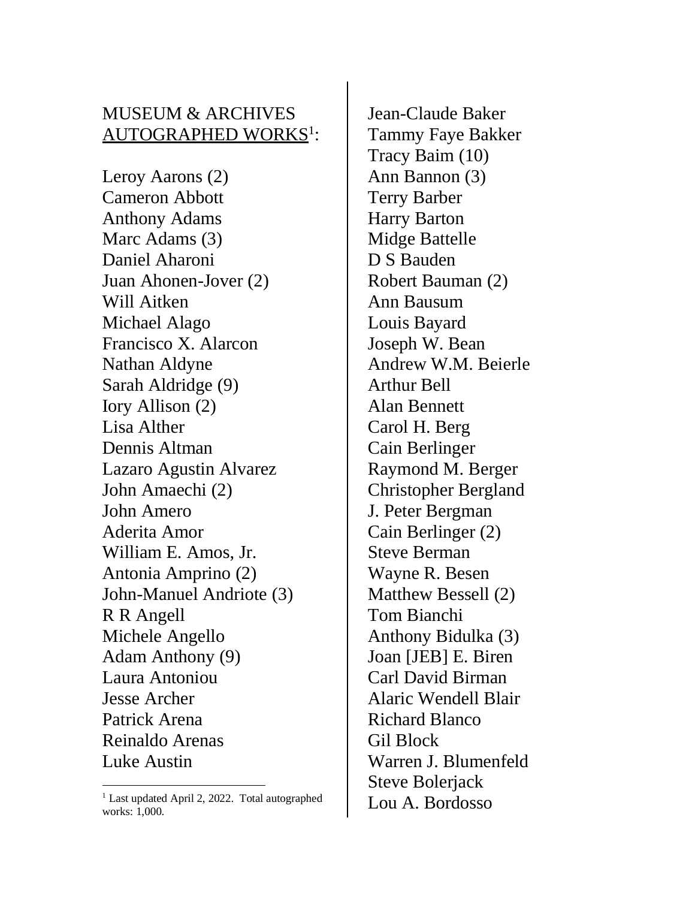MUSEUM & ARCHIVES AUTOGRAPHED WORKS[1]:

Leroy Aarons (2)
Cameron Abbott
Anthony Adams
Marc Adams (3)
Daniel Aharoni
Juan Ahonen-Jover (2)
Will Aitken
Michael Alago
Francisco X. Alarcon
Nathan Aldyne
Sarah Aldridge (9)
Iory Allison (2)
Lisa Alther
Dennis Altman
Lazaro Agustin Alvarez
John Amaechi (2)
John Amero
Aderita Amor
William E. Amos, Jr.
Antonia Amprino (2)
John-Manuel Andriote (3)
R R Angell
Michele Angello
Adam Anthony (9)
Laura Antoniou
Jesse Archer
Patrick Arena
Reinaldo Arenas
Luke Austin
Jean-Claude Baker
Tammy Faye Bakker
Tracy Baim (10)
Ann Bannon (3)
Terry Barber
Harry Barton
Midge Battelle
D S Bauden
Robert Bauman (2)
Ann Bausum
Louis Bayard
Joseph W. Bean
Andrew W.M. Beierle
Arthur Bell
Alan Bennett
Carol H. Berg
Cain Berlinger
Raymond M. Berger
Christopher Bergland
J. Peter Bergman
Cain Berlinger (2)
Steve Berman
Wayne R. Besen
Matthew Bessell (2)
Tom Bianchi
Anthony Bidulka (3)
Joan [JEB] E. Biren
Carl David Birman
Alaric Wendell Blair
Richard Blanco
Gil Block
Warren J. Blumenfeld
Steve Bolerjack
Lou A. Bordosso

[1] Last updated April 2, 2022. Total autographed works: 1,000.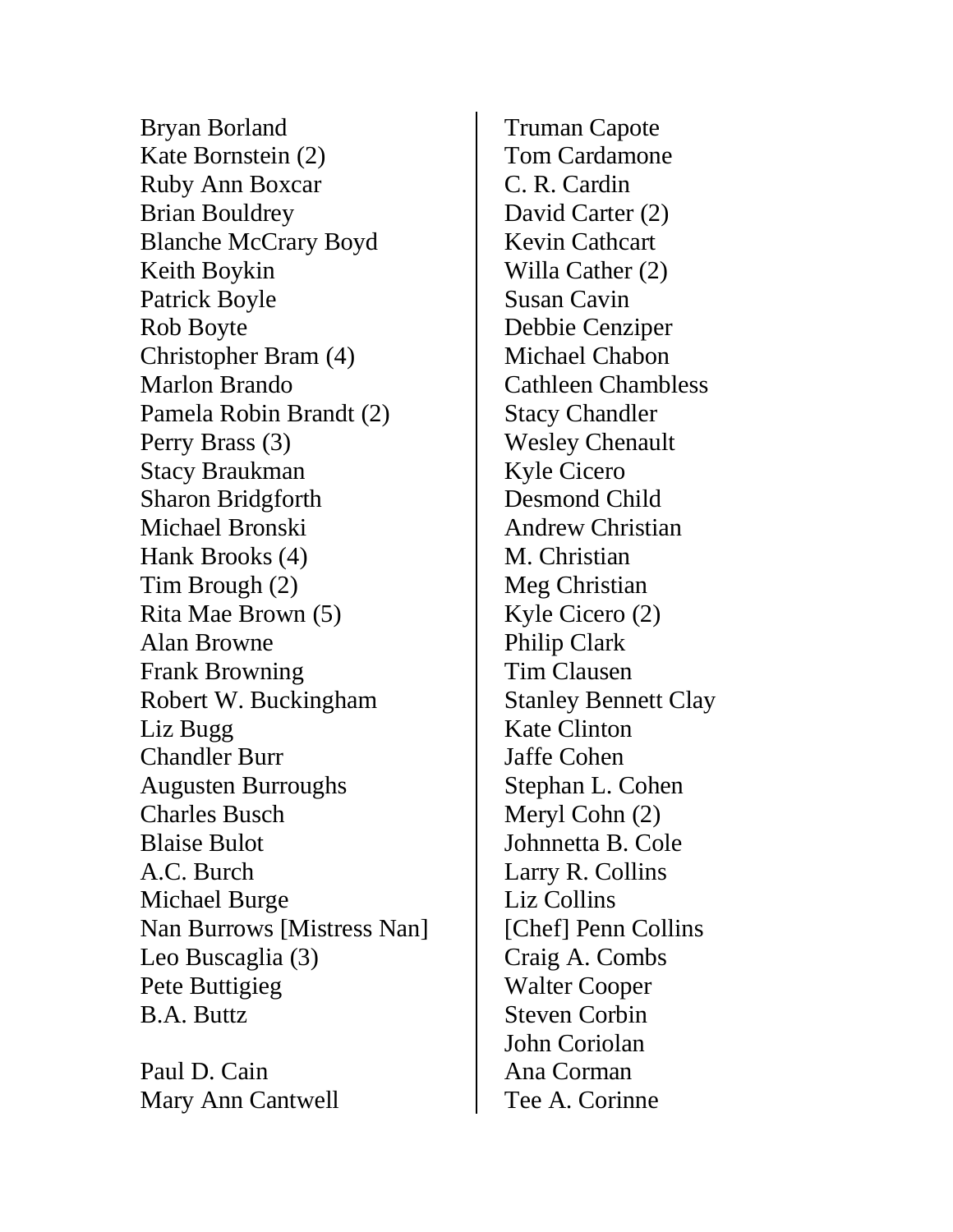Bryan Borland
Kate Bornstein (2)
Ruby Ann Boxcar
Brian Bouldrey
Blanche McCrary Boyd
Keith Boykin
Patrick Boyle
Rob Boyte
Christopher Bram (4)
Marlon Brando
Pamela Robin Brandt (2)
Perry Brass (3)
Stacy Braukman
Sharon Bridgforth
Michael Bronski
Hank Brooks (4)
Tim Brough (2)
Rita Mae Brown (5)
Alan Browne
Frank Browning
Robert W. Buckingham
Liz Bugg
Chandler Burr
Augusten Burroughs
Charles Busch
Blaise Bulot
A.C. Burch
Michael Burge
Nan Burrows [Mistress Nan]
Leo Buscaglia (3)
Pete Buttigieg
B.A. Buttz

Paul D. Cain
Mary Ann Cantwell
Truman Capote
Tom Cardamone
C. R. Cardin
David Carter (2)
Kevin Cathcart
Willa Cather (2)
Susan Cavin
Debbie Cenziper
Michael Chabon
Cathleen Chambless
Stacy Chandler
Wesley Chenault
Kyle Cicero
Desmond Child
Andrew Christian
M. Christian
Meg Christian
Kyle Cicero (2)
Philip Clark
Tim Clausen
Stanley Bennett Clay
Kate Clinton
Jaffe Cohen
Stephan L. Cohen
Meryl Cohn (2)
Johnnetta B. Cole
Larry R. Collins
Liz Collins
[Chef] Penn Collins
Craig A. Combs
Walter Cooper
Steven Corbin
John Coriolan
Ana Corman
Tee A. Corinne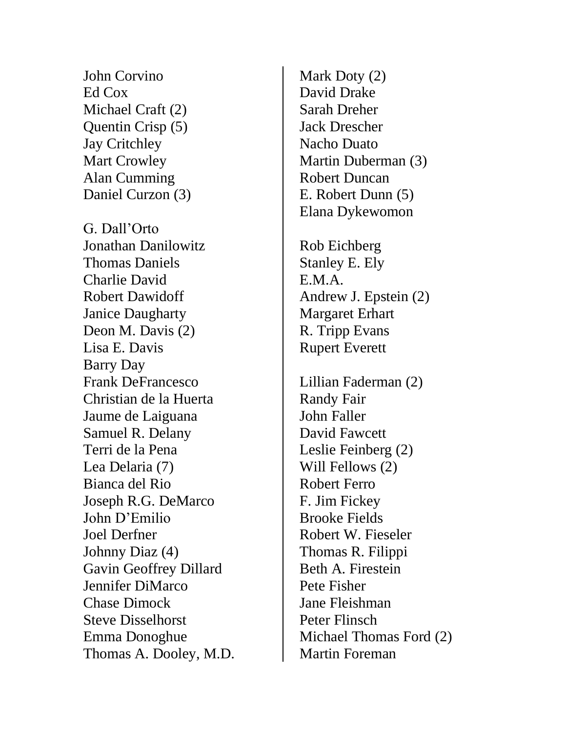John Corvino
Ed Cox
Michael Craft (2)
Quentin Crisp (5)
Jay Critchley
Mart Crowley
Alan Cumming
Daniel Curzon (3)

G. Dall'Orto
Jonathan Danilowitz
Thomas Daniels
Charlie David
Robert Dawidoff
Janice Daugharty
Deon M. Davis (2)
Lisa E. Davis
Barry Day
Frank DeFrancesco
Christian de la Huerta
Jaume de Laiguana
Samuel R. Delany
Terri de la Pena
Lea Delaria (7)
Bianca del Rio
Joseph R.G. DeMarco
John D'Emilio
Joel Derfner
Johnny Diaz (4)
Gavin Geoffrey Dillard
Jennifer DiMarco
Chase Dimock
Steve Disselhorst
Emma Donoghue
Thomas A. Dooley, M.D.

Mark Doty (2)
David Drake
Sarah Dreher
Jack Drescher
Nacho Duato
Martin Duberman (3)
Robert Duncan
E. Robert Dunn (5)
Elana Dykewomon

Rob Eichberg
Stanley E. Ely
E.M.A.
Andrew J. Epstein (2)
Margaret Erhart
R. Tripp Evans
Rupert Everett

Lillian Faderman (2)
Randy Fair
John Faller
David Fawcett
Leslie Feinberg (2)
Will Fellows (2)
Robert Ferro
F. Jim Fickey
Brooke Fields
Robert W. Fieseler
Thomas R. Filippi
Beth A. Firestein
Pete Fisher
Jane Fleishman
Peter Flinsch
Michael Thomas Ford (2)
Martin Foreman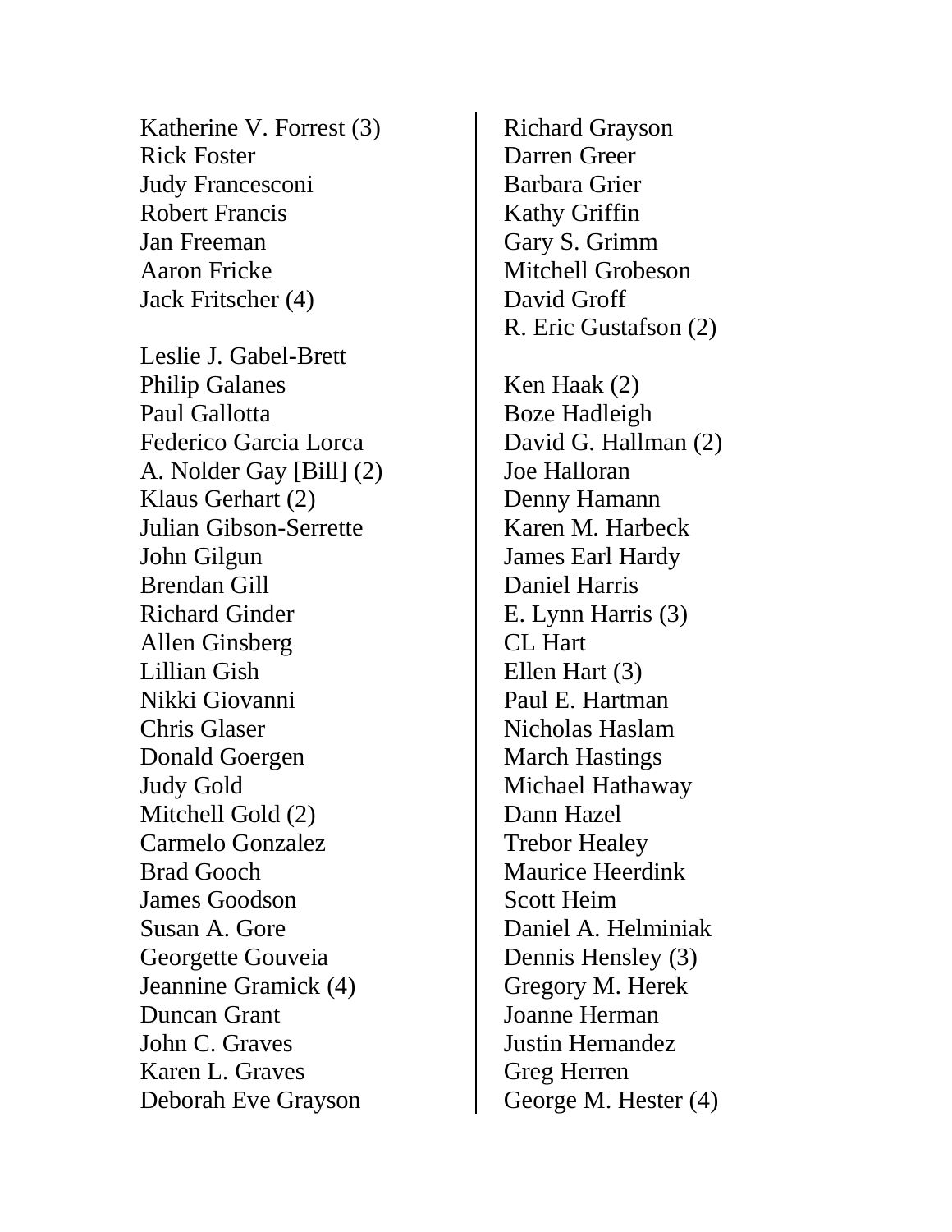Katherine V. Forrest (3)
Rick Foster
Judy Francesconi
Robert Francis
Jan Freeman
Aaron Fricke
Jack Fritscher (4)

Leslie J. Gabel-Brett
Philip Galanes
Paul Gallotta
Federico Garcia Lorca
A. Nolder Gay [Bill] (2)
Klaus Gerhart (2)
Julian Gibson-Serrette
John Gilgun
Brendan Gill
Richard Ginder
Allen Ginsberg
Lillian Gish
Nikki Giovanni
Chris Glaser
Donald Goergen
Judy Gold
Mitchell Gold (2)
Carmelo Gonzalez
Brad Gooch
James Goodson
Susan A. Gore
Georgette Gouveia
Jeannine Gramick (4)
Duncan Grant
John C. Graves
Karen L. Graves
Deborah Eve Grayson
Richard Grayson
Darren Greer
Barbara Grier
Kathy Griffin
Gary S. Grimm
Mitchell Grobeson
David Groff
R. Eric Gustafson (2)

Ken Haak (2)
Boze Hadleigh
David G. Hallman (2)
Joe Halloran
Denny Hamann
Karen M. Harbeck
James Earl Hardy
Daniel Harris
E. Lynn Harris (3)
CL Hart
Ellen Hart (3)
Paul E. Hartman
Nicholas Haslam
March Hastings
Michael Hathaway
Dann Hazel
Trebor Healey
Maurice Heerdink
Scott Heim
Daniel A. Helminiak
Dennis Hensley (3)
Gregory M. Herek
Joanne Herman
Justin Hernandez
Greg Herren
George M. Hester (4)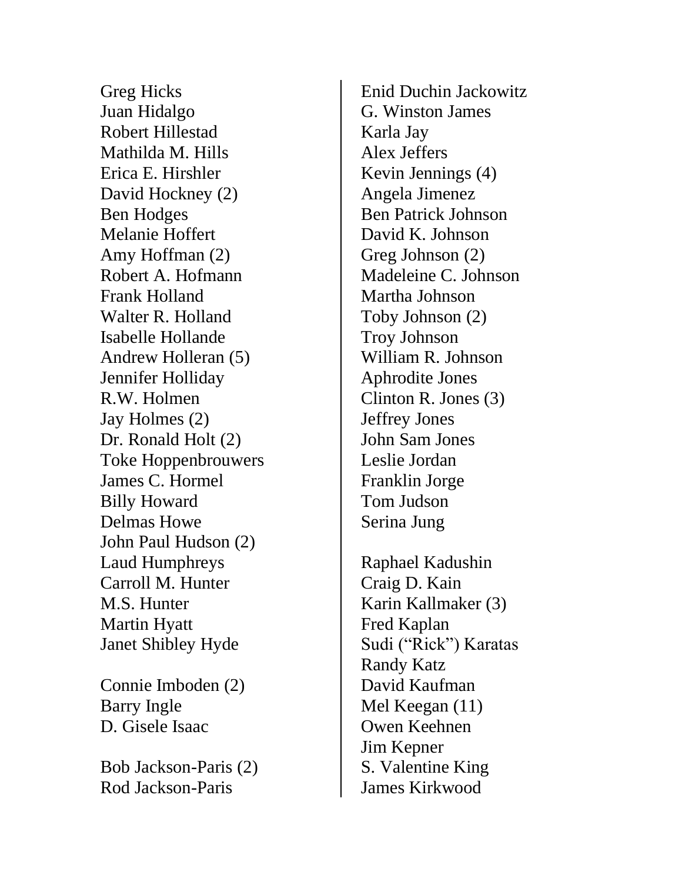Greg Hicks
Juan Hidalgo
Robert Hillestad
Mathilda M. Hills
Erica E. Hirshler
David Hockney (2)
Ben Hodges
Melanie Hoffert
Amy Hoffman (2)
Robert A. Hofmann
Frank Holland
Walter R. Holland
Isabelle Hollande
Andrew Holleran (5)
Jennifer Holliday
R.W. Holmen
Jay Holmes (2)
Dr. Ronald Holt (2)
Toke Hoppenbrouwers
James C. Hormel
Billy Howard
Delmas Howe
John Paul Hudson (2)
Laud Humphreys
Carroll M. Hunter
M.S. Hunter
Martin Hyatt
Janet Shibley Hyde

Connie Imboden (2)
Barry Ingle
D. Gisele Isaac

Bob Jackson-Paris (2)
Rod Jackson-Paris
Enid Duchin Jackowitz
G. Winston James
Karla Jay
Alex Jeffers
Kevin Jennings (4)
Angela Jimenez
Ben Patrick Johnson
David K. Johnson
Greg Johnson (2)
Madeleine C. Johnson
Martha Johnson
Toby Johnson (2)
Troy Johnson
William R. Johnson
Aphrodite Jones
Clinton R. Jones (3)
Jeffrey Jones
John Sam Jones
Leslie Jordan
Franklin Jorge
Tom Judson
Serina Jung

Raphael Kadushin
Craig D. Kain
Karin Kallmaker (3)
Fred Kaplan
Sudi ("Rick") Karatas
Randy Katz
David Kaufman
Mel Keegan (11)
Owen Keehnen
Jim Kepner
S. Valentine King
James Kirkwood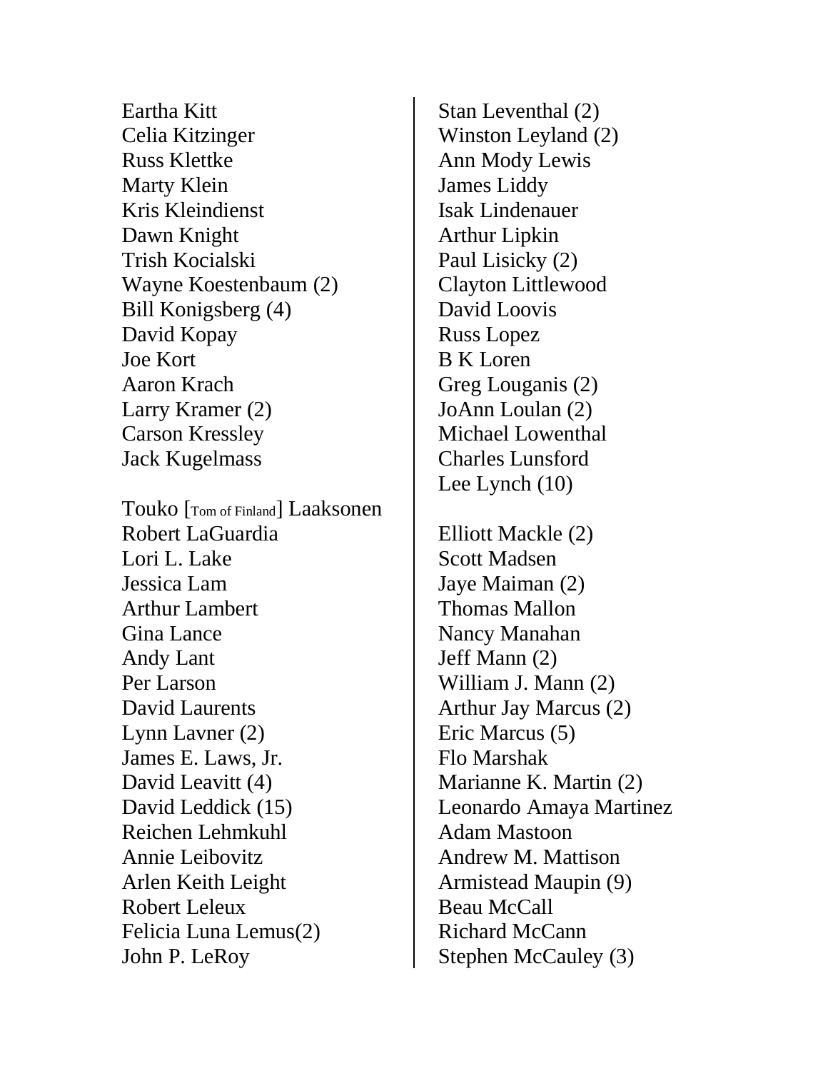Eartha Kitt
Celia Kitzinger
Russ Klettke
Marty Klein
Kris Kleindienst
Dawn Knight
Trish Kocialski
Wayne Koestenbaum (2)
Bill Konigsberg (4)
David Kopay
Joe Kort
Aaron Krach
Larry Kramer (2)
Carson Kressley
Jack Kugelmass

Touko [Tom of Finland] Laaksonen
Robert LaGuardia
Lori L. Lake
Jessica Lam
Arthur Lambert
Gina Lance
Andy Lant
Per Larson
David Laurents
Lynn Lavner (2)
James E. Laws, Jr.
David Leavitt (4)
David Leddick (15)
Reichen Lehmkuhl
Annie Leibovitz
Arlen Keith Leight
Robert Leleux
Felicia Luna Lemus(2)
John P. LeRoy

Stan Leventhal (2)
Winston Leyland (2)
Ann Mody Lewis
James Liddy
Isak Lindenauer
Arthur Lipkin
Paul Lisicky (2)
Clayton Littlewood
David Loovis
Russ Lopez
B K Loren
Greg Louganis (2)
JoAnn Loulan (2)
Michael Lowenthal
Charles Lunsford
Lee Lynch (10)

Elliott Mackle (2)
Scott Madsen
Jaye Maiman (2)
Thomas Mallon
Nancy Manahan
Jeff Mann (2)
William J. Mann (2)
Arthur Jay Marcus (2)
Eric Marcus (5)
Flo Marshak
Marianne K. Martin (2)
Leonardo Amaya Martinez
Adam Mastoon
Andrew M. Mattison
Armistead Maupin (9)
Beau McCall
Richard McCann
Stephen McCauley (3)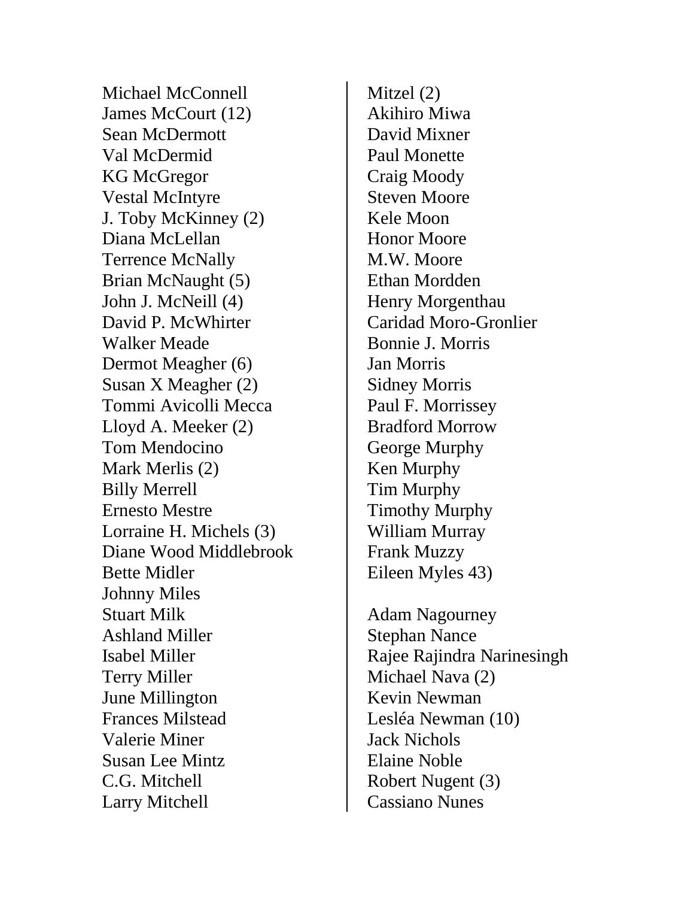Michael McConnell
James McCourt (12)
Sean McDermott
Val McDermid
KG McGregor
Vestal McIntyre
J. Toby McKinney (2)
Diana McLellan
Terrence McNally
Brian McNaught (5)
John J. McNeill (4)
David P. McWhirter
Walker Meade
Dermot Meagher (6)
Susan X Meagher (2)
Tommi Avicolli Mecca
Lloyd A. Meeker (2)
Tom Mendocino
Mark Merlis (2)
Billy Merrell
Ernesto Mestre
Lorraine H. Michels (3)
Diane Wood Middlebrook
Bette Midler
Johnny Miles
Stuart Milk
Ashland Miller
Isabel Miller
Terry Miller
June Millington
Frances Milstead
Valerie Miner
Susan Lee Mintz
C.G. Mitchell
Larry Mitchell
Mitzel (2)
Akihiro Miwa
David Mixner
Paul Monette
Craig Moody
Steven Moore
Kele Moon
Honor Moore
M.W. Moore
Ethan Mordden
Henry Morgenthau
Caridad Moro-Gronlier
Bonnie J. Morris
Jan Morris
Sidney Morris
Paul F. Morrissey
Bradford Morrow
George Murphy
Ken Murphy
Tim Murphy
Timothy Murphy
William Murray
Frank Muzzy
Eileen Myles 43)

Adam Nagourney
Stephan Nance
Rajee Rajindra Narinesingh
Michael Nava (2)
Kevin Newman
Lesléa Newman (10)
Jack Nichols
Elaine Noble
Robert Nugent (3)
Cassiano Nunes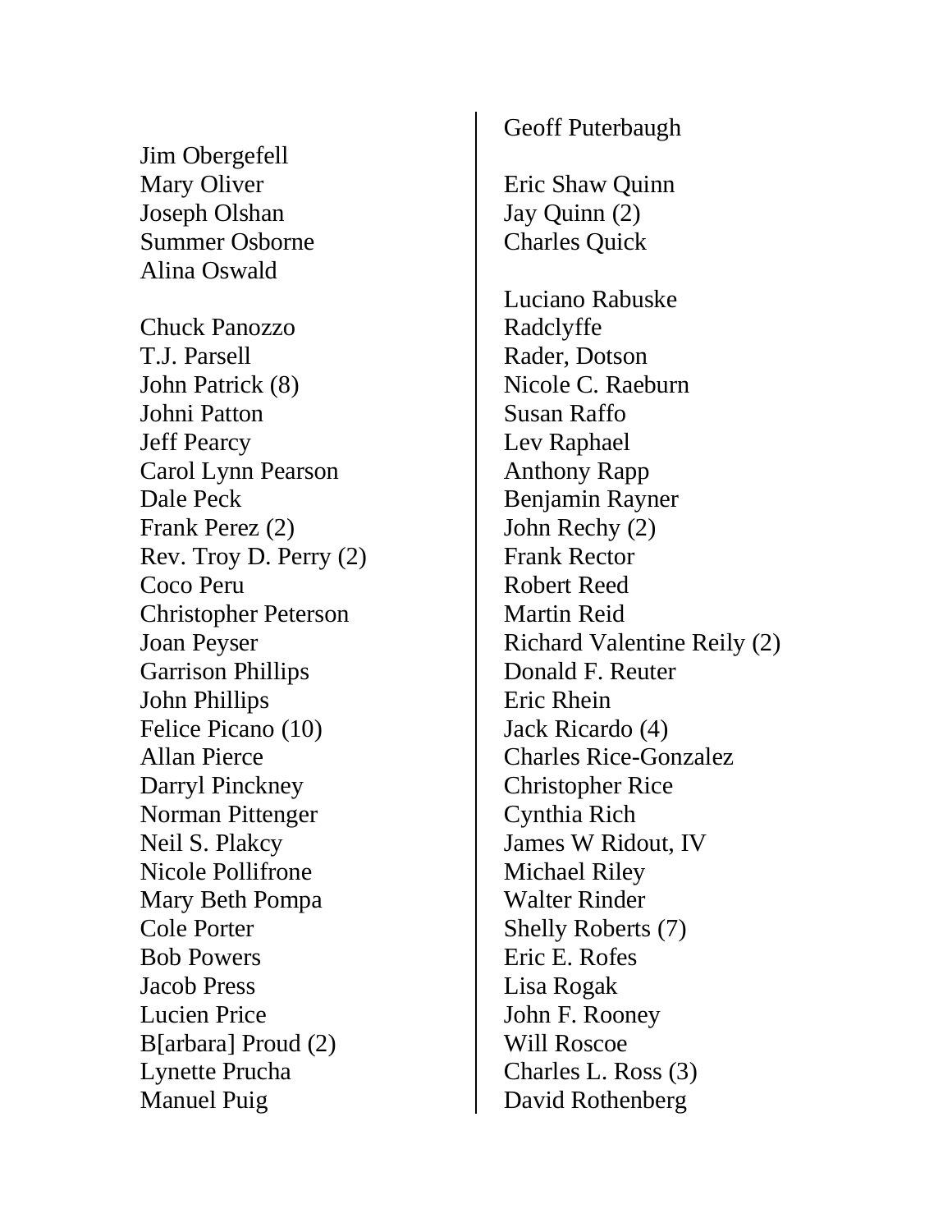Jim Obergefell
Mary Oliver
Joseph Olshan
Summer Osborne
Alina Oswald

Chuck Panozzo
T.J. Parsell
John Patrick (8)
Johni Patton
Jeff Pearcy
Carol Lynn Pearson
Dale Peck
Frank Perez (2)
Rev. Troy D. Perry (2)
Coco Peru
Christopher Peterson
Joan Peyser
Garrison Phillips
John Phillips
Felice Picano (10)
Allan Pierce
Darryl Pinckney
Norman Pittenger
Neil S. Plakcy
Nicole Pollifrone
Mary Beth Pompa
Cole Porter
Bob Powers
Jacob Press
Lucien Price
B[arbara] Proud (2)
Lynette Prucha
Manuel Puig
Geoff Puterbaugh

Eric Shaw Quinn
Jay Quinn (2)
Charles Quick

Luciano Rabuske
Radclyffe
Rader, Dotson
Nicole C. Raeburn
Susan Raffo
Lev Raphael
Anthony Rapp
Benjamin Rayner
John Rechy (2)
Frank Rector
Robert Reed
Martin Reid
Richard Valentine Reily (2)
Donald F. Reuter
Eric Rhein
Jack Ricardo (4)
Charles Rice-Gonzalez
Christopher Rice
Cynthia Rich
James W Ridout, IV
Michael Riley
Walter Rinder
Shelly Roberts (7)
Eric E. Rofes
Lisa Rogak
John F. Rooney
Will Roscoe
Charles L. Ross (3)
David Rothenberg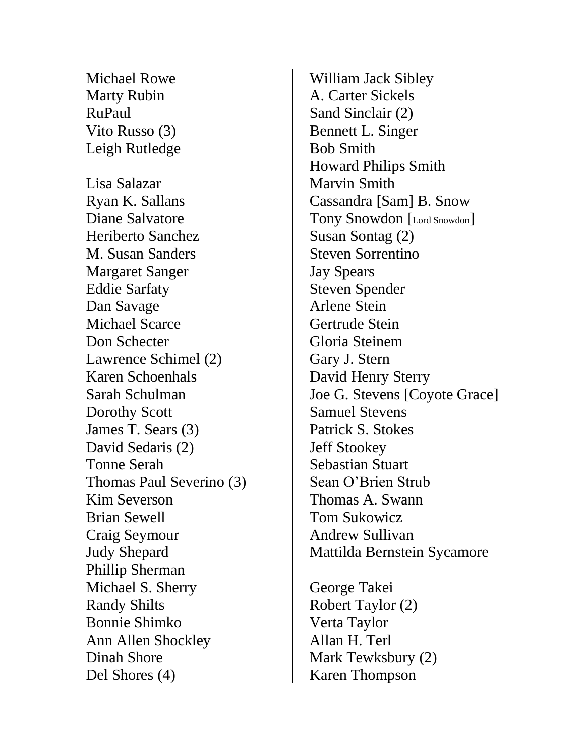Michael Rowe
Marty Rubin
RuPaul
Vito Russo (3)
Leigh Rutledge

Lisa Salazar
Ryan K. Sallans
Diane Salvatore
Heriberto Sanchez
M. Susan Sanders
Margaret Sanger
Eddie Sarfaty
Dan Savage
Michael Scarce
Don Schecter
Lawrence Schimel (2)
Karen Schoenhals
Sarah Schulman
Dorothy Scott
James T. Sears (3)
David Sedaris (2)
Tonne Serah
Thomas Paul Severino (3)
Kim Severson
Brian Sewell
Craig Seymour
Judy Shepard
Phillip Sherman
Michael S. Sherry
Randy Shilts
Bonnie Shimko
Ann Allen Shockley
Dinah Shore
Del Shores (4)

William Jack Sibley
A. Carter Sickels
Sand Sinclair (2)
Bennett L. Singer
Bob Smith
Howard Philips Smith
Marvin Smith
Cassandra [Sam] B. Snow
Tony Snowdon [Lord Snowdon]
Susan Sontag (2)
Steven Sorrentino
Jay Spears
Steven Spender
Arlene Stein
Gertrude Stein
Gloria Steinem
Gary J. Stern
David Henry Sterry
Joe G. Stevens [Coyote Grace]
Samuel Stevens
Patrick S. Stokes
Jeff Stookey
Sebastian Stuart
Sean O'Brien Strub
Thomas A. Swann
Tom Sukowicz
Andrew Sullivan
Mattilda Bernstein Sycamore

George Takei
Robert Taylor (2)
Verta Taylor
Allan H. Terl
Mark Tewksbury (2)
Karen Thompson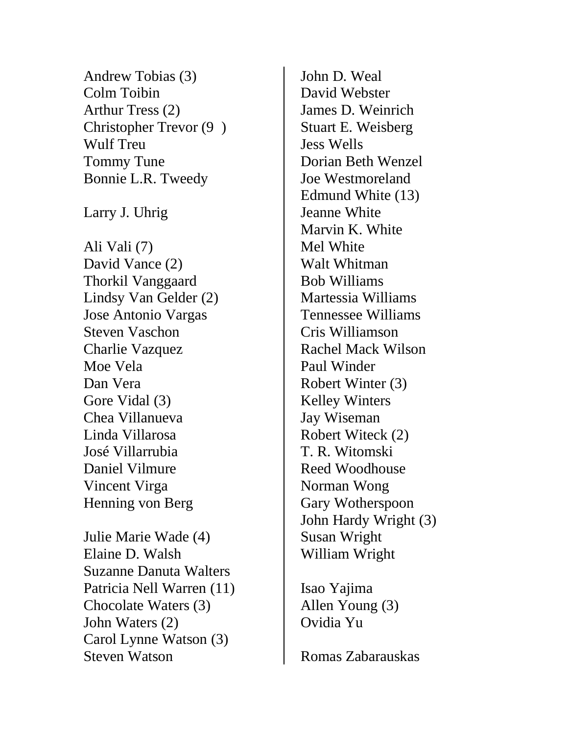Andrew Tobias (3)
Colm Toibin
Arthur Tress (2)
Christopher Trevor (9 )
Wulf Treu
Tommy Tune
Bonnie L.R. Tweedy

Larry J. Uhrig

Ali Vali (7)
David Vance (2)
Thorkil Vanggaard
Lindsy Van Gelder (2)
Jose Antonio Vargas
Steven Vaschon
Charlie Vazquez
Moe Vela
Dan Vera
Gore Vidal (3)
Chea Villanueva
Linda Villarosa
José Villarrubia
Daniel Vilmure
Vincent Virga
Henning von Berg

Julie Marie Wade (4)
Elaine D. Walsh
Suzanne Danuta Walters
Patricia Nell Warren (11)
Chocolate Waters (3)
John Waters (2)
Carol Lynne Watson (3)
Steven Watson
John D. Weal
David Webster
James D. Weinrich
Stuart E. Weisberg
Jess Wells
Dorian Beth Wenzel
Joe Westmoreland
Edmund White (13)
Jeanne White
Marvin K. White
Mel White
Walt Whitman
Bob Williams
Martessia Williams
Tennessee Williams
Cris Williamson
Rachel Mack Wilson
Paul Winder
Robert Winter (3)
Kelley Winters
Jay Wiseman
Robert Witeck (2)
T. R. Witomski
Reed Woodhouse
Norman Wong
Gary Wotherspoon
John Hardy Wright (3)
Susan Wright
William Wright

Isao Yajima
Allen Young (3)
Ovidia Yu

Romas Zabarauskas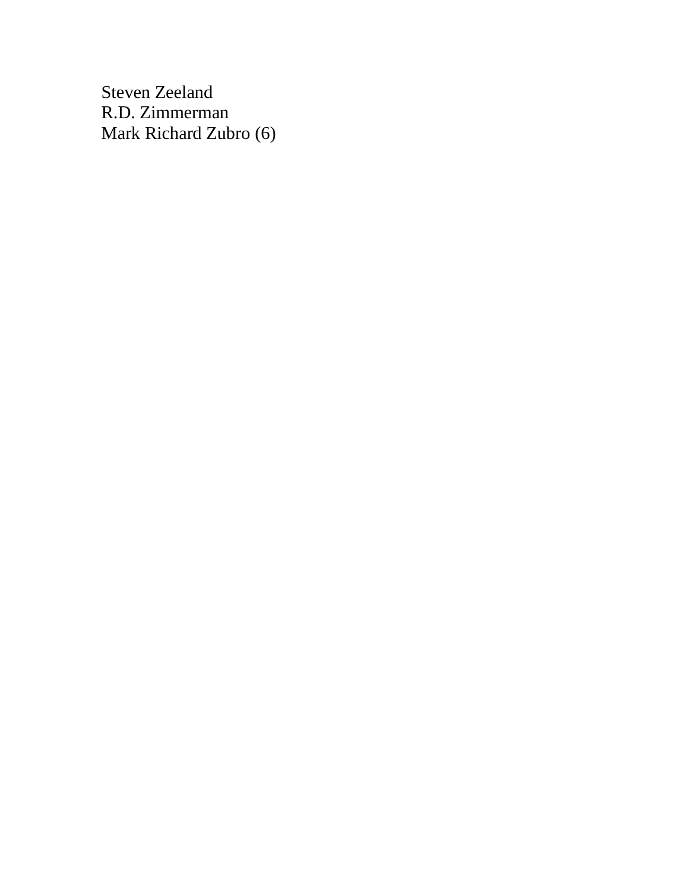Steven Zeeland
R.D. Zimmerman
Mark Richard Zubro (6)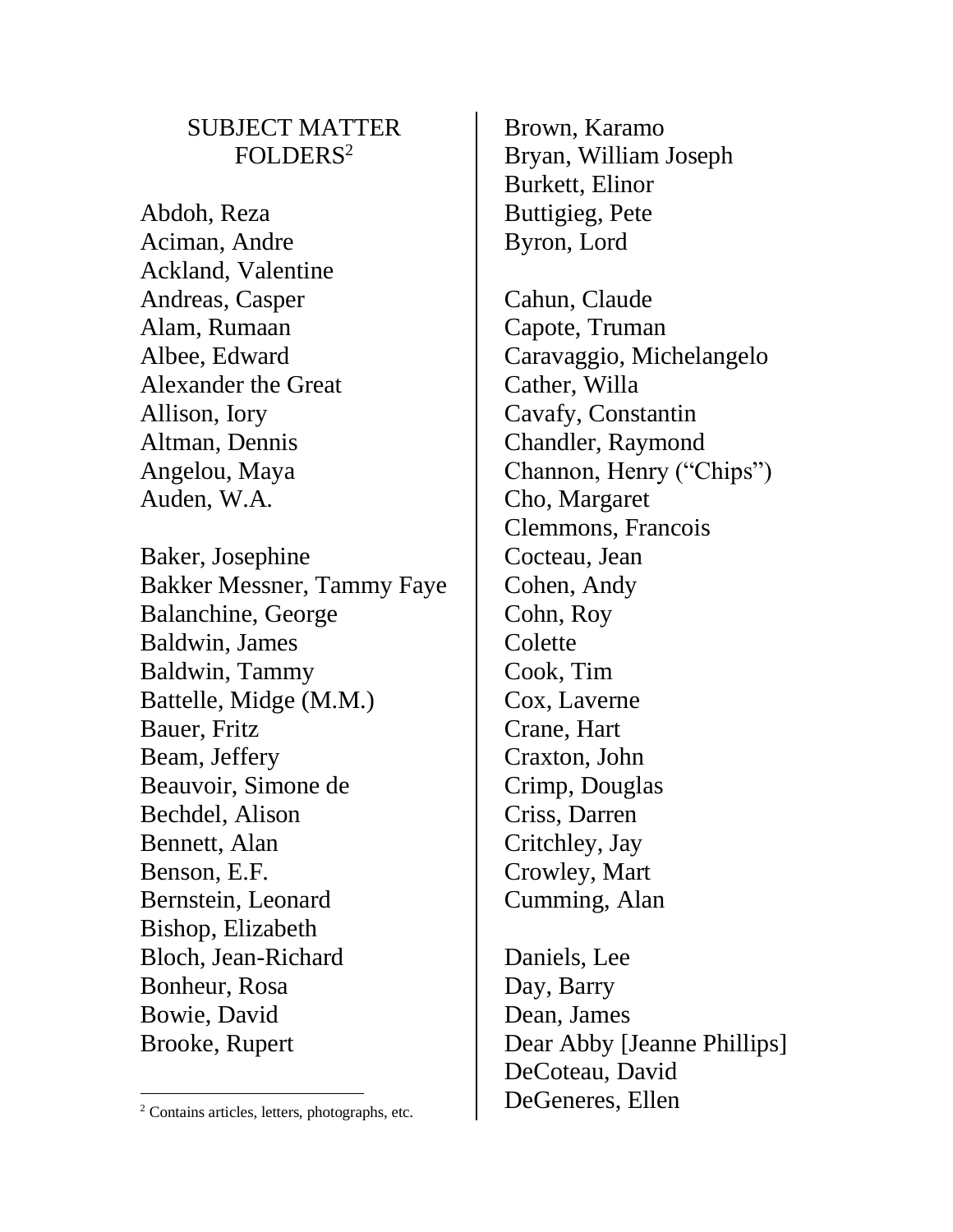## SUBJECT MATTER FOLDERS[2]

Abdoh, Reza
Aciman, Andre
Ackland, Valentine
Andreas, Casper
Alam, Rumaan
Albee, Edward
Alexander the Great
Allison, Iory
Altman, Dennis
Angelou, Maya
Auden, W.A.

Baker, Josephine
Bakker Messner, Tammy Faye
Balanchine, George
Baldwin, James
Baldwin, Tammy
Battelle, Midge (M.M.)
Bauer, Fritz
Beam, Jeffery
Beauvoir, Simone de
Bechdel, Alison
Bennett, Alan
Benson, E.F.
Bernstein, Leonard
Bishop, Elizabeth
Bloch, Jean-Richard
Bonheur, Rosa
Bowie, David
Brooke, Rupert
Brown, Karamo
Bryan, William Joseph
Burkett, Elinor
Buttigieg, Pete
Byron, Lord

Cahun, Claude
Capote, Truman
Caravaggio, Michelangelo
Cather, Willa
Cavafy, Constantin
Chandler, Raymond
Channon, Henry ("Chips")
Cho, Margaret
Clemmons, Francois
Cocteau, Jean
Cohen, Andy
Cohn, Roy
Colette
Cook, Tim
Cox, Laverne
Crane, Hart
Craxton, John
Crimp, Douglas
Criss, Darren
Critchley, Jay
Crowley, Mart
Cumming, Alan

Daniels, Lee
Day, Barry
Dean, James
Dear Abby [Jeanne Phillips]
DeCoteau, David
DeGeneres, Ellen

[2] Contains articles, letters, photographs, etc.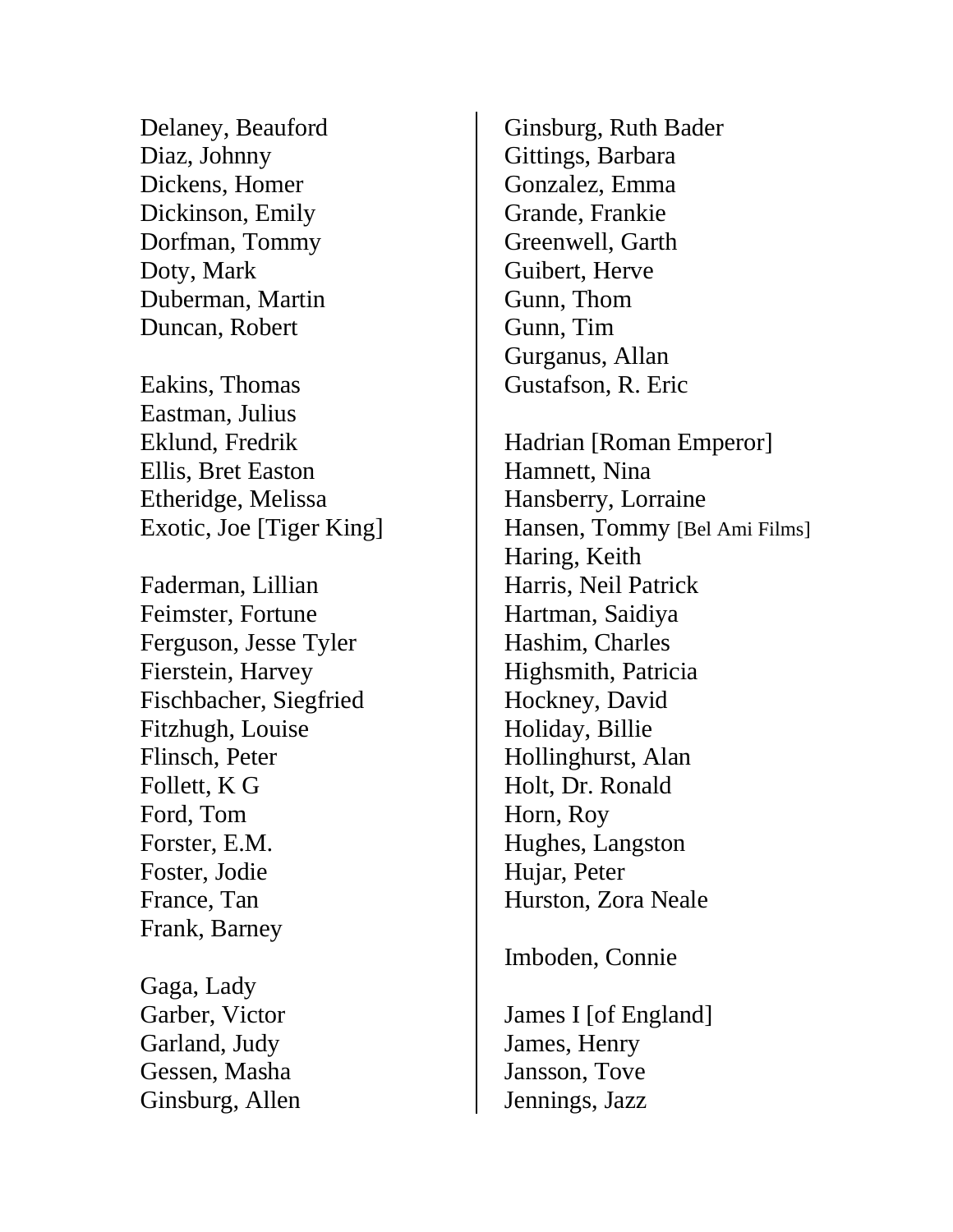Delaney, Beauford
Diaz, Johnny
Dickens, Homer
Dickinson, Emily
Dorfman, Tommy
Doty, Mark
Duberman, Martin
Duncan, Robert

Eakins, Thomas
Eastman, Julius
Eklund, Fredrik
Ellis, Bret Easton
Etheridge, Melissa
Exotic, Joe [Tiger King]

Faderman, Lillian
Feimster, Fortune
Ferguson, Jesse Tyler
Fierstein, Harvey
Fischbacher, Siegfried
Fitzhugh, Louise
Flinsch, Peter
Follett, K G
Ford, Tom
Forster, E.M.
Foster, Jodie
France, Tan
Frank, Barney

Gaga, Lady
Garber, Victor
Garland, Judy
Gessen, Masha
Ginsburg, Allen
Ginsburg, Ruth Bader
Gittings, Barbara
Gonzalez, Emma
Grande, Frankie
Greenwell, Garth
Guibert, Herve
Gunn, Thom
Gunn, Tim
Gurganus, Allan
Gustafson, R. Eric

Hadrian [Roman Emperor]
Hamnett, Nina
Hansberry, Lorraine
Hansen, Tommy [Bel Ami Films]
Haring, Keith
Harris, Neil Patrick
Hartman, Saidiya
Hashim, Charles
Highsmith, Patricia
Hockney, David
Holiday, Billie
Hollinghurst, Alan
Holt, Dr. Ronald
Horn, Roy
Hughes, Langston
Hujar, Peter
Hurston, Zora Neale

Imboden, Connie

James I [of England]
James, Henry
Jansson, Tove
Jennings, Jazz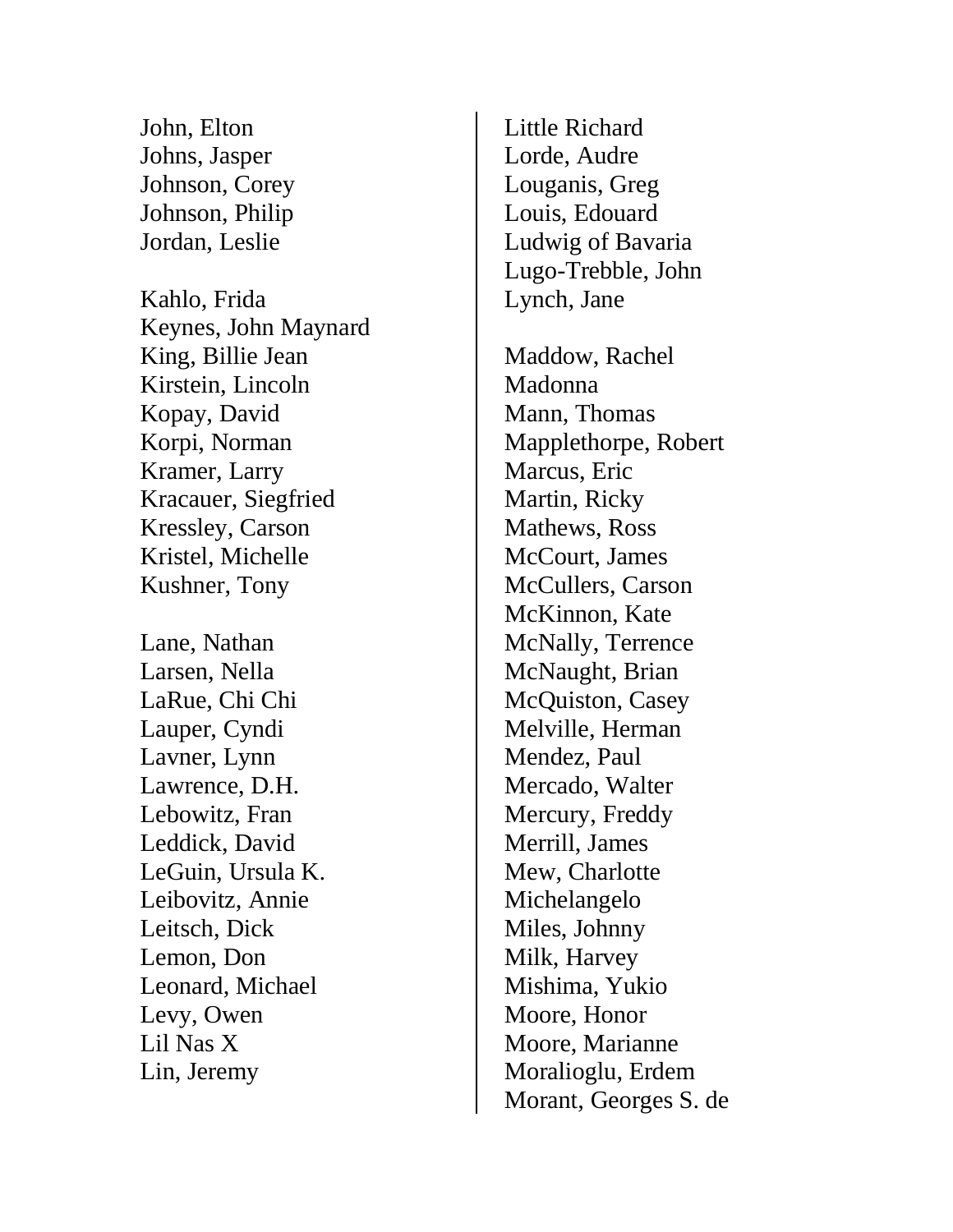John, Elton
Johns, Jasper
Johnson, Corey
Johnson, Philip
Jordan, Leslie

Kahlo, Frida
Keynes, John Maynard
King, Billie Jean
Kirstein, Lincoln
Kopay, David
Korpi, Norman
Kramer, Larry
Kracauer, Siegfried
Kressley, Carson
Kristel, Michelle
Kushner, Tony

Lane, Nathan
Larsen, Nella
LaRue, Chi Chi
Lauper, Cyndi
Lavner, Lynn
Lawrence, D.H.
Lebowitz, Fran
Leddick, David
LeGuin, Ursula K.
Leibovitz, Annie
Leitsch, Dick
Lemon, Don
Leonard, Michael
Levy, Owen
Lil Nas X
Lin, Jeremy
Little Richard
Lorde, Audre
Louganis, Greg
Louis, Edouard
Ludwig of Bavaria
Lugo-Trebble, John
Lynch, Jane

Maddow, Rachel
Madonna
Mann, Thomas
Mapplethorpe, Robert
Marcus, Eric
Martin, Ricky
Mathews, Ross
McCourt, James
McCullers, Carson
McKinnon, Kate
McNally, Terrence
McNaught, Brian
McQuiston, Casey
Melville, Herman
Mendez, Paul
Mercado, Walter
Mercury, Freddy
Merrill, James
Mew, Charlotte
Michelangelo
Miles, Johnny
Milk, Harvey
Mishima, Yukio
Moore, Honor
Moore, Marianne
Moralioglu, Erdem
Morant, Georges S. de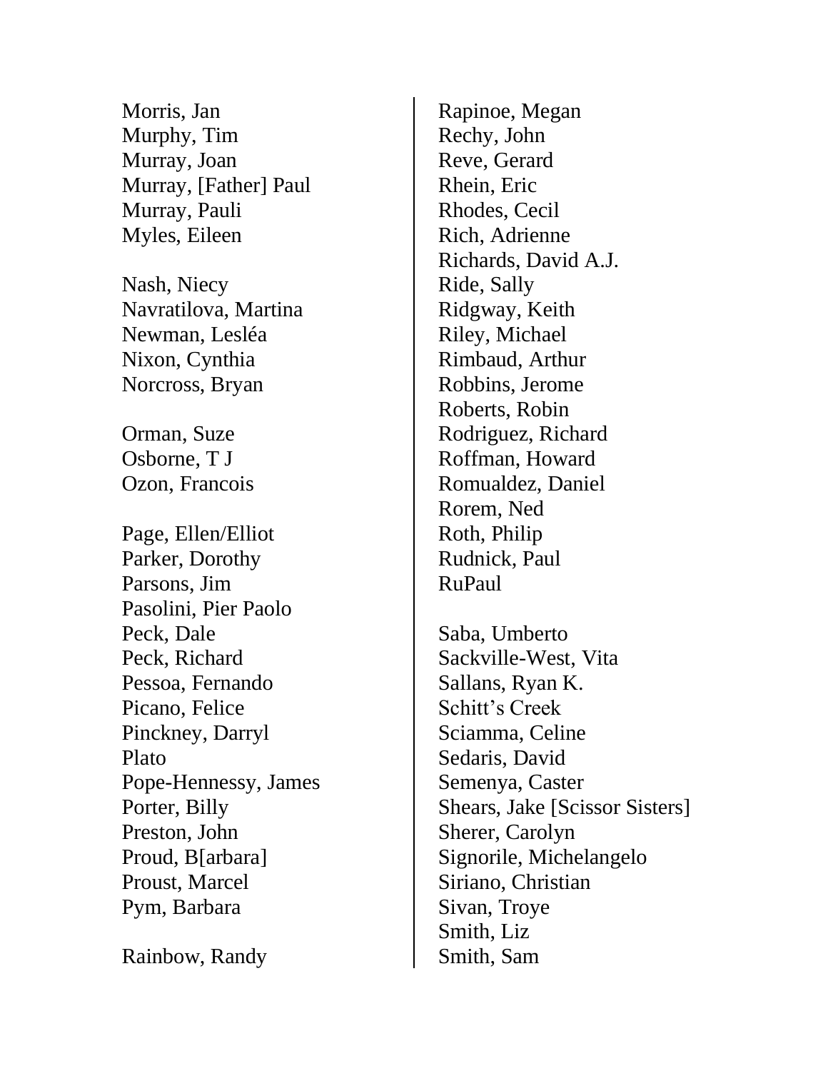Morris, Jan
Murphy, Tim
Murray, Joan
Murray, [Father] Paul
Murray, Pauli
Myles, Eileen

Nash, Niecy
Navratilova, Martina
Newman, Lesléa
Nixon, Cynthia
Norcross, Bryan

Orman, Suze
Osborne, T J
Ozon, Francois

Page, Ellen/Elliot
Parker, Dorothy
Parsons, Jim
Pasolini, Pier Paolo
Peck, Dale
Peck, Richard
Pessoa, Fernando
Picano, Felice
Pinckney, Darryl
Plato
Pope-Hennessy, James
Porter, Billy
Preston, John
Proud, B[arbara]
Proust, Marcel
Pym, Barbara

Rainbow, Randy
Rapinoe, Megan
Rechy, John
Reve, Gerard
Rhein, Eric
Rhodes, Cecil
Rich, Adrienne
Richards, David A.J.
Ride, Sally
Ridgway, Keith
Riley, Michael
Rimbaud, Arthur
Robbins, Jerome
Roberts, Robin
Rodriguez, Richard
Roffman, Howard
Romualdez, Daniel
Rorem, Ned
Roth, Philip
Rudnick, Paul
RuPaul

Saba, Umberto
Sackville-West, Vita
Sallans, Ryan K.
Schitt's Creek
Sciamma, Celine
Sedaris, David
Semenya, Caster
Shears, Jake [Scissor Sisters]
Sherer, Carolyn
Signorile, Michelangelo
Siriano, Christian
Sivan, Troye
Smith, Liz
Smith, Sam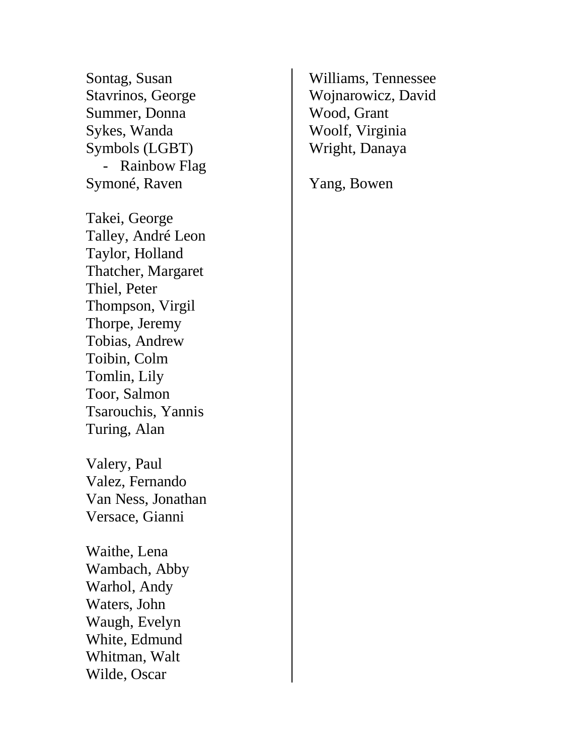Sontag, Susan
Stavrinos, George
Summer, Donna
Sykes, Wanda
Symbols (LGBT)
- Rainbow Flag

Symoné, Raven

Takei, George
Talley, André Leon
Taylor, Holland
Thatcher, Margaret
Thiel, Peter
Thompson, Virgil
Thorpe, Jeremy
Tobias, Andrew
Toibin, Colm
Tomlin, Lily
Toor, Salmon
Tsarouchis, Yannis
Turing, Alan

Valery, Paul
Valez, Fernando
Van Ness, Jonathan
Versace, Gianni

Waithe, Lena
Wambach, Abby
Warhol, Andy
Waters, John
Waugh, Evelyn
White, Edmund
Whitman, Walt
Wilde, Oscar
Williams, Tennessee
Wojnarowicz, David
Wood, Grant
Woolf, Virginia
Wright, Danaya

Yang, Bowen